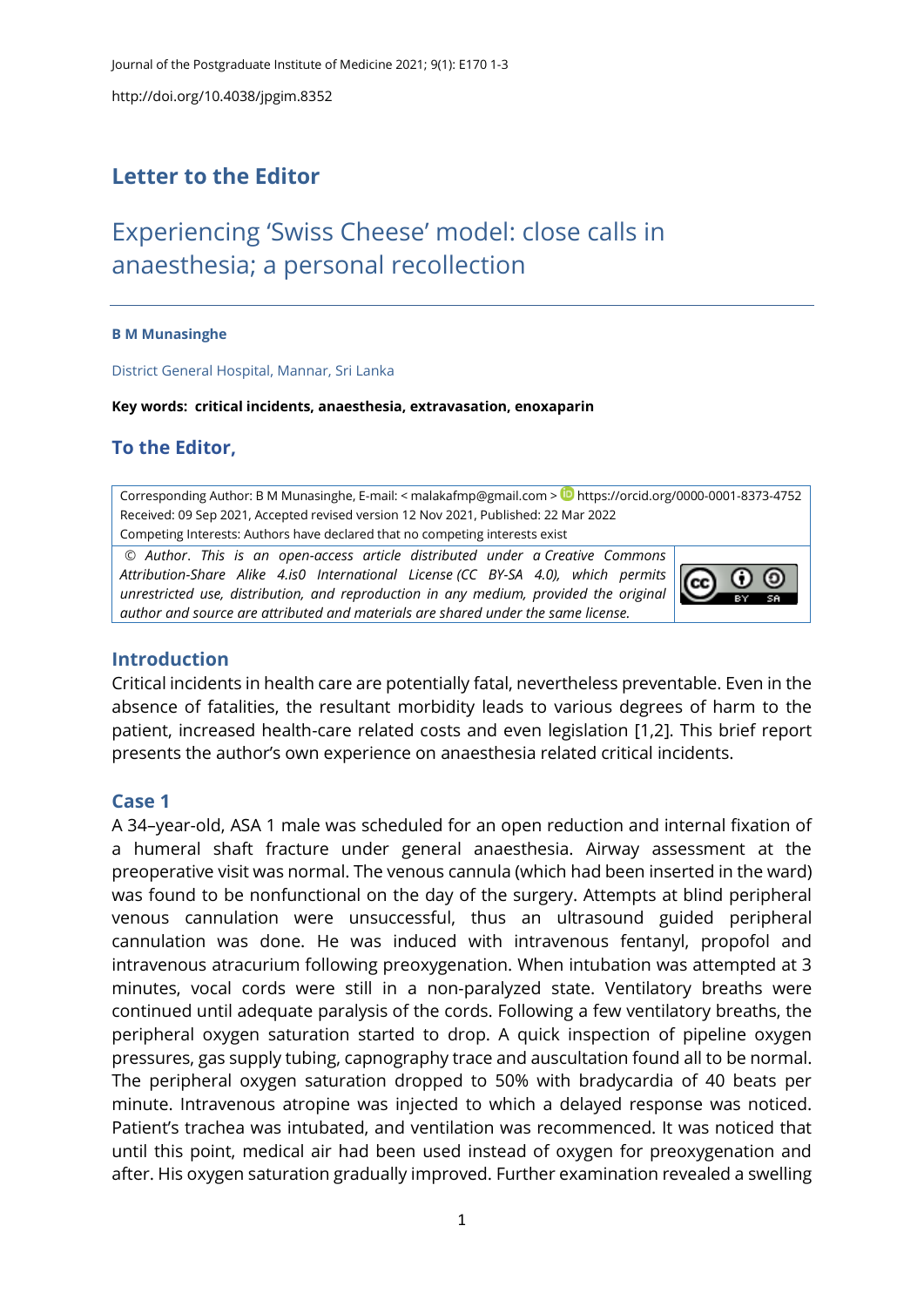## Letter to the Editor

# Experiencing 'Swiss Cheese' model: close calls in anaesthesia; a personal recollection

**B M Munasinghe**

District General Hospital, Mannar, Sri Lanka

**Key words: critical incidents, anaesthesia, extravasation, enoxaparin**

## To the Editor,

Corresponding Author: B M Munasinghe, E-mail: < malakafmp@gmail.com > https://orcid.org/0000-0001-8373-4752
Received: 09 Sep 2021, Accepted revised version 12 Nov 2021, Published: 22 Mar 2022
Competing Interests: Authors have declared that no competing interests exist

*© Author. This is an open-access article distributed under a Creative Commons Attribution-Share Alike 4.is0 International License (CC BY-SA 4.0), which permits unrestricted use, distribution, and reproduction in any medium, provided the original author and source are attributed and materials are shared under the same license.*

## Introduction

Critical incidents in health care are potentially fatal, nevertheless preventable. Even in the absence of fatalities, the resultant morbidity leads to various degrees of harm to the patient, increased health-care related costs and even legislation [1,2]. This brief report presents the author's own experience on anaesthesia related critical incidents.

## Case 1

A 34–year-old, ASA 1 male was scheduled for an open reduction and internal fixation of a humeral shaft fracture under general anaesthesia. Airway assessment at the preoperative visit was normal. The venous cannula (which had been inserted in the ward) was found to be nonfunctional on the day of the surgery. Attempts at blind peripheral venous cannulation were unsuccessful, thus an ultrasound guided peripheral cannulation was done. He was induced with intravenous fentanyl, propofol and intravenous atracurium following preoxygenation. When intubation was attempted at 3 minutes, vocal cords were still in a non-paralyzed state. Ventilatory breaths were continued until adequate paralysis of the cords. Following a few ventilatory breaths, the peripheral oxygen saturation started to drop. A quick inspection of pipeline oxygen pressures, gas supply tubing, capnography trace and auscultation found all to be normal. The peripheral oxygen saturation dropped to 50% with bradycardia of 40 beats per minute. Intravenous atropine was injected to which a delayed response was noticed. Patient's trachea was intubated, and ventilation was recommenced. It was noticed that until this point, medical air had been used instead of oxygen for preoxygenation and after. His oxygen saturation gradually improved. Further examination revealed a swelling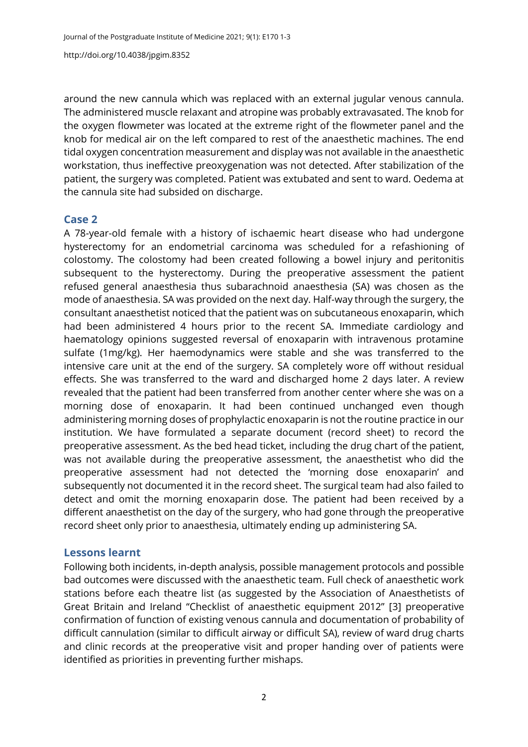around the new cannula which was replaced with an external jugular venous cannula. The administered muscle relaxant and atropine was probably extravasated. The knob for the oxygen flowmeter was located at the extreme right of the flowmeter panel and the knob for medical air on the left compared to rest of the anaesthetic machines. The end tidal oxygen concentration measurement and display was not available in the anaesthetic workstation, thus ineffective preoxygenation was not detected. After stabilization of the patient, the surgery was completed. Patient was extubated and sent to ward. Oedema at the cannula site had subsided on discharge.

## Case 2

A 78-year-old female with a history of ischaemic heart disease who had undergone hysterectomy for an endometrial carcinoma was scheduled for a refashioning of colostomy. The colostomy had been created following a bowel injury and peritonitis subsequent to the hysterectomy. During the preoperative assessment the patient refused general anaesthesia thus subarachnoid anaesthesia (SA) was chosen as the mode of anaesthesia. SA was provided on the next day. Half-way through the surgery, the consultant anaesthetist noticed that the patient was on subcutaneous enoxaparin, which had been administered 4 hours prior to the recent SA. Immediate cardiology and haematology opinions suggested reversal of enoxaparin with intravenous protamine sulfate (1mg/kg). Her haemodynamics were stable and she was transferred to the intensive care unit at the end of the surgery. SA completely wore off without residual effects. She was transferred to the ward and discharged home 2 days later. A review revealed that the patient had been transferred from another center where she was on a morning dose of enoxaparin. It had been continued unchanged even though administering morning doses of prophylactic enoxaparin is not the routine practice in our institution. We have formulated a separate document (record sheet) to record the preoperative assessment. As the bed head ticket, including the drug chart of the patient, was not available during the preoperative assessment, the anaesthetist who did the preoperative assessment had not detected the 'morning dose enoxaparin' and subsequently not documented it in the record sheet. The surgical team had also failed to detect and omit the morning enoxaparin dose. The patient had been received by a different anaesthetist on the day of the surgery, who had gone through the preoperative record sheet only prior to anaesthesia, ultimately ending up administering SA.

## Lessons learnt

Following both incidents, in-depth analysis, possible management protocols and possible bad outcomes were discussed with the anaesthetic team. Full check of anaesthetic work stations before each theatre list (as suggested by the Association of Anaesthetists of Great Britain and Ireland "Checklist of anaesthetic equipment 2012" [3] preoperative confirmation of function of existing venous cannula and documentation of probability of difficult cannulation (similar to difficult airway or difficult SA), review of ward drug charts and clinic records at the preoperative visit and proper handing over of patients were identified as priorities in preventing further mishaps.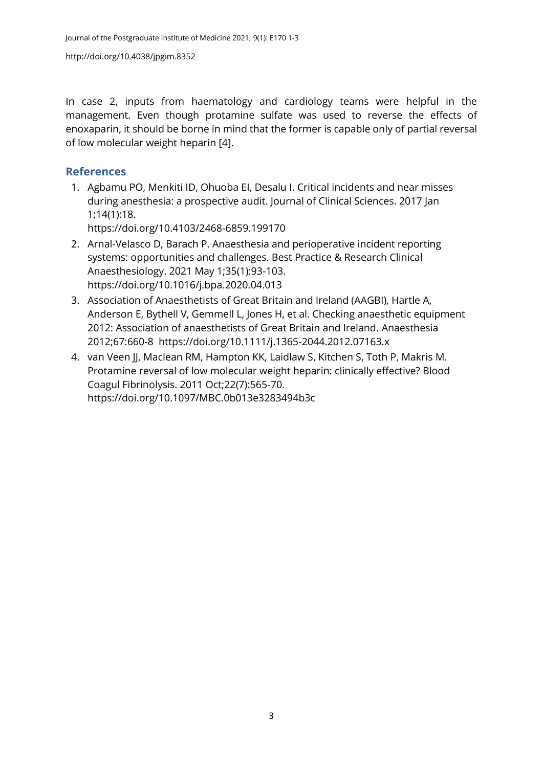In case 2, inputs from haematology and cardiology teams were helpful in the management. Even though protamine sulfate was used to reverse the effects of enoxaparin, it should be borne in mind that the former is capable only of partial reversal of low molecular weight heparin [4].

## References

1. Agbamu PO, Menkiti ID, Ohuoba EI, Desalu I. Critical incidents and near misses during anesthesia: a prospective audit. Journal of Clinical Sciences. 2017 Jan 1;14(1):18.  
   https://doi.org/10.4103/2468-6859.199170
2. Arnal-Velasco D, Barach P. Anaesthesia and perioperative incident reporting systems: opportunities and challenges. Best Practice & Research Clinical Anaesthesiology. 2021 May 1;35(1):93-103.  
   https://doi.org/10.1016/j.bpa.2020.04.013
3. Association of Anaesthetists of Great Britain and Ireland (AAGBI), Hartle A, Anderson E, Bythell V, Gemmell L, Jones H, et al. Checking anaesthetic equipment 2012: Association of anaesthetists of Great Britain and Ireland. Anaesthesia 2012;67:660-8 https://doi.org/10.1111/j.1365-2044.2012.07163.x
4. van Veen JJ, Maclean RM, Hampton KK, Laidlaw S, Kitchen S, Toth P, Makris M. Protamine reversal of low molecular weight heparin: clinically effective? Blood Coagul Fibrinolysis. 2011 Oct;22(7):565-70.  
   https://doi.org/10.1097/MBC.0b013e3283494b3c